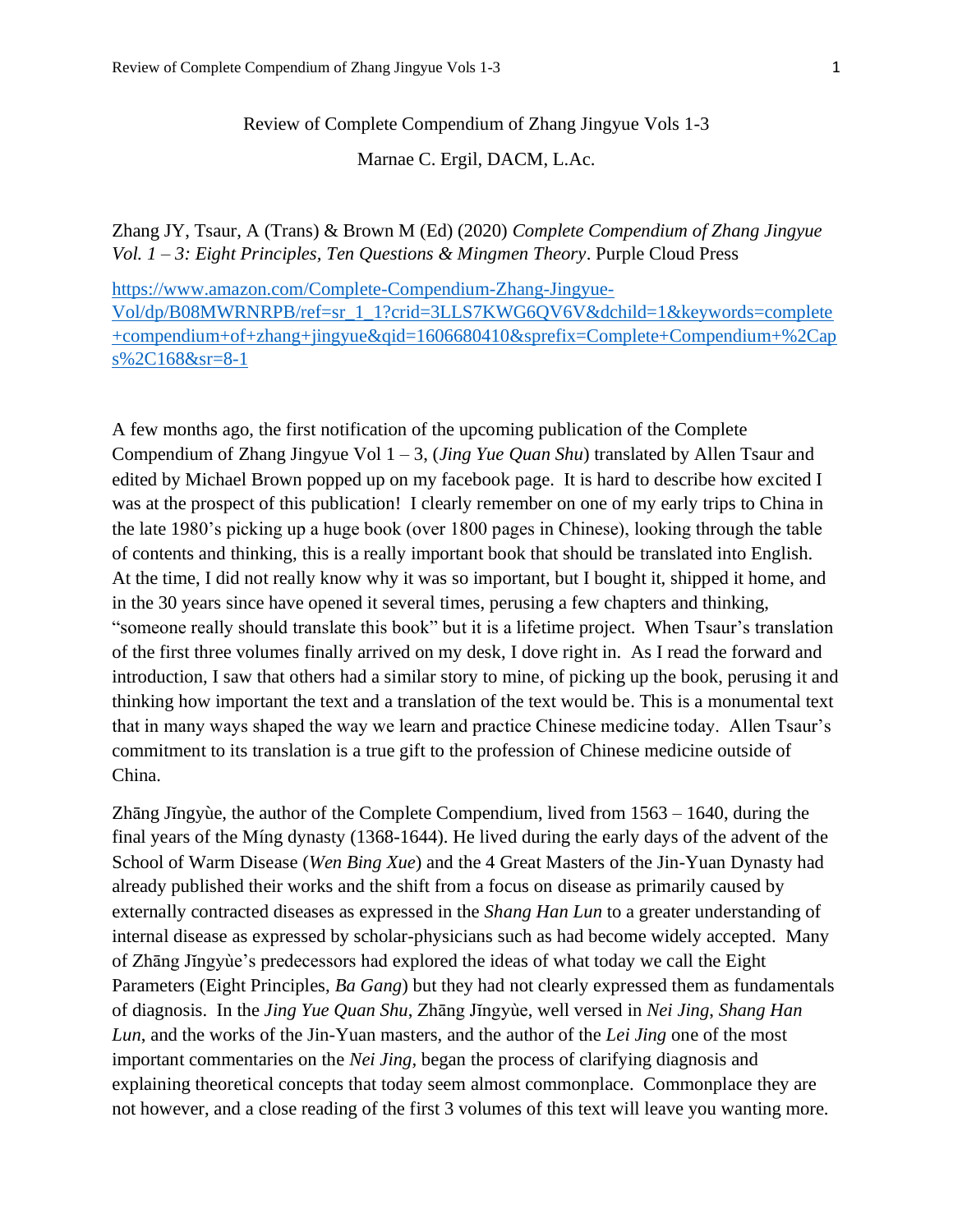# Review of Complete Compendium of Zhang Jingyue Vols 1-3

Marnae C. Ergil, DACM, L.Ac.

Zhang JY, Tsaur, A (Trans) & Brown M (Ed) (2020) *Complete Compendium of Zhang Jingyue Vol. 1 – 3: Eight Principles, Ten Questions & Mingmen Theory*. Purple Cloud Press

https://www.amazon.com/Complete-Compendium-Zhang-Jingyue-Vol/dp/B08MWRNRPB/ref=sr_1_1?crid=3LLS7KWG6QV6V&dchild=1&keywords=complete+compendium+of+zhang+jingyue&qid=1606680410&sprefix=Complete+Compendium+%2Caps%2C168&sr=8-1

A few months ago, the first notification of the upcoming publication of the Complete Compendium of Zhang Jingyue Vol 1 – 3, (*Jing Yue Quan Shu*) translated by Allen Tsaur and edited by Michael Brown popped up on my facebook page. It is hard to describe how excited I was at the prospect of this publication! I clearly remember on one of my early trips to China in the late 1980's picking up a huge book (over 1800 pages in Chinese), looking through the table of contents and thinking, this is a really important book that should be translated into English. At the time, I did not really know why it was so important, but I bought it, shipped it home, and in the 30 years since have opened it several times, perusing a few chapters and thinking, "someone really should translate this book" but it is a lifetime project. When Tsaur's translation of the first three volumes finally arrived on my desk, I dove right in. As I read the forward and introduction, I saw that others had a similar story to mine, of picking up the book, perusing it and thinking how important the text and a translation of the text would be. This is a monumental text that in many ways shaped the way we learn and practice Chinese medicine today. Allen Tsaur's commitment to its translation is a true gift to the profession of Chinese medicine outside of China.

Zhāng Jǐngyùe, the author of the Complete Compendium, lived from 1563 – 1640, during the final years of the Míng dynasty (1368-1644). He lived during the early days of the advent of the School of Warm Disease (*Wen Bing Xue*) and the 4 Great Masters of the Jin-Yuan Dynasty had already published their works and the shift from a focus on disease as primarily caused by externally contracted diseases as expressed in the *Shang Han Lun* to a greater understanding of internal disease as expressed by scholar-physicians such as had become widely accepted. Many of Zhāng Jǐngyùe's predecessors had explored the ideas of what today we call the Eight Parameters (Eight Principles, *Ba Gang*) but they had not clearly expressed them as fundamentals of diagnosis. In the *Jing Yue Quan Shu*, Zhāng Jǐngyùe, well versed in *Nei Jing*, *Shang Han Lun*, and the works of the Jin-Yuan masters, and the author of the *Lei Jing* one of the most important commentaries on the *Nei Jing*, began the process of clarifying diagnosis and explaining theoretical concepts that today seem almost commonplace. Commonplace they are not however, and a close reading of the first 3 volumes of this text will leave you wanting more.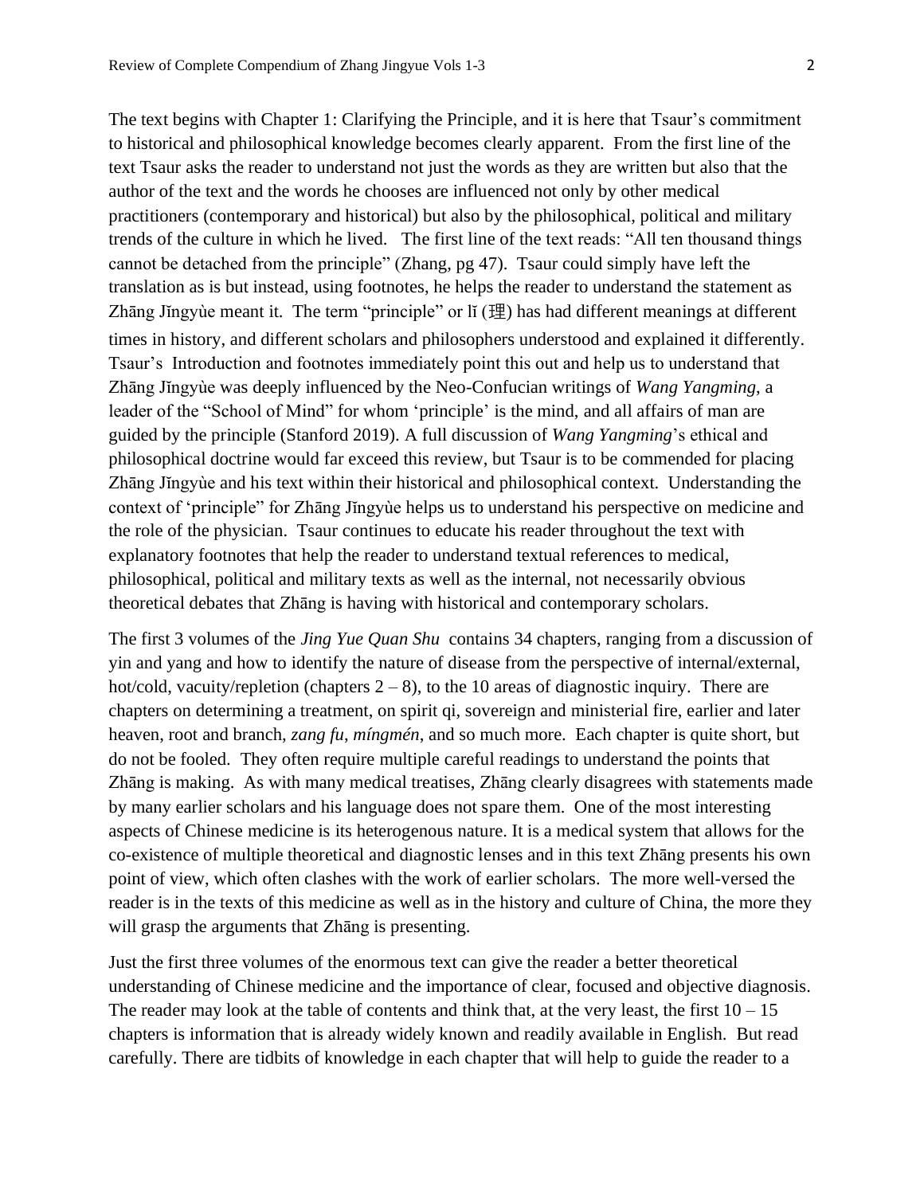The text begins with Chapter 1: Clarifying the Principle, and it is here that Tsaur's commitment to historical and philosophical knowledge becomes clearly apparent. From the first line of the text Tsaur asks the reader to understand not just the words as they are written but also that the author of the text and the words he chooses are influenced not only by other medical practitioners (contemporary and historical) but also by the philosophical, political and military trends of the culture in which he lived. The first line of the text reads: "All ten thousand things cannot be detached from the principle" (Zhang, pg 47). Tsaur could simply have left the translation as is but instead, using footnotes, he helps the reader to understand the statement as Zhāng Jǐngyùe meant it. The term "principle" or lǐ (理) has had different meanings at different times in history, and different scholars and philosophers understood and explained it differently. Tsaur's Introduction and footnotes immediately point this out and help us to understand that Zhāng Jǐngyùe was deeply influenced by the Neo-Confucian writings of *Wang Yangming*, a leader of the "School of Mind" for whom 'principle' is the mind, and all affairs of man are guided by the principle (Stanford 2019). A full discussion of *Wang Yangming*'s ethical and philosophical doctrine would far exceed this review, but Tsaur is to be commended for placing Zhāng Jǐngyùe and his text within their historical and philosophical context. Understanding the context of 'principle" for Zhāng Jǐngyùe helps us to understand his perspective on medicine and the role of the physician. Tsaur continues to educate his reader throughout the text with explanatory footnotes that help the reader to understand textual references to medical, philosophical, political and military texts as well as the internal, not necessarily obvious theoretical debates that Zhāng is having with historical and contemporary scholars.

The first 3 volumes of the *Jing Yue Quan Shu* contains 34 chapters, ranging from a discussion of yin and yang and how to identify the nature of disease from the perspective of internal/external, hot/cold, vacuity/repletion (chapters 2 – 8), to the 10 areas of diagnostic inquiry. There are chapters on determining a treatment, on spirit qi, sovereign and ministerial fire, earlier and later heaven, root and branch, *zang fu*, *míngmén*, and so much more. Each chapter is quite short, but do not be fooled. They often require multiple careful readings to understand the points that Zhāng is making. As with many medical treatises, Zhāng clearly disagrees with statements made by many earlier scholars and his language does not spare them. One of the most interesting aspects of Chinese medicine is its heterogenous nature. It is a medical system that allows for the co-existence of multiple theoretical and diagnostic lenses and in this text Zhāng presents his own point of view, which often clashes with the work of earlier scholars. The more well-versed the reader is in the texts of this medicine as well as in the history and culture of China, the more they will grasp the arguments that Zhāng is presenting.

Just the first three volumes of the enormous text can give the reader a better theoretical understanding of Chinese medicine and the importance of clear, focused and objective diagnosis. The reader may look at the table of contents and think that, at the very least, the first 10 – 15 chapters is information that is already widely known and readily available in English. But read carefully. There are tidbits of knowledge in each chapter that will help to guide the reader to a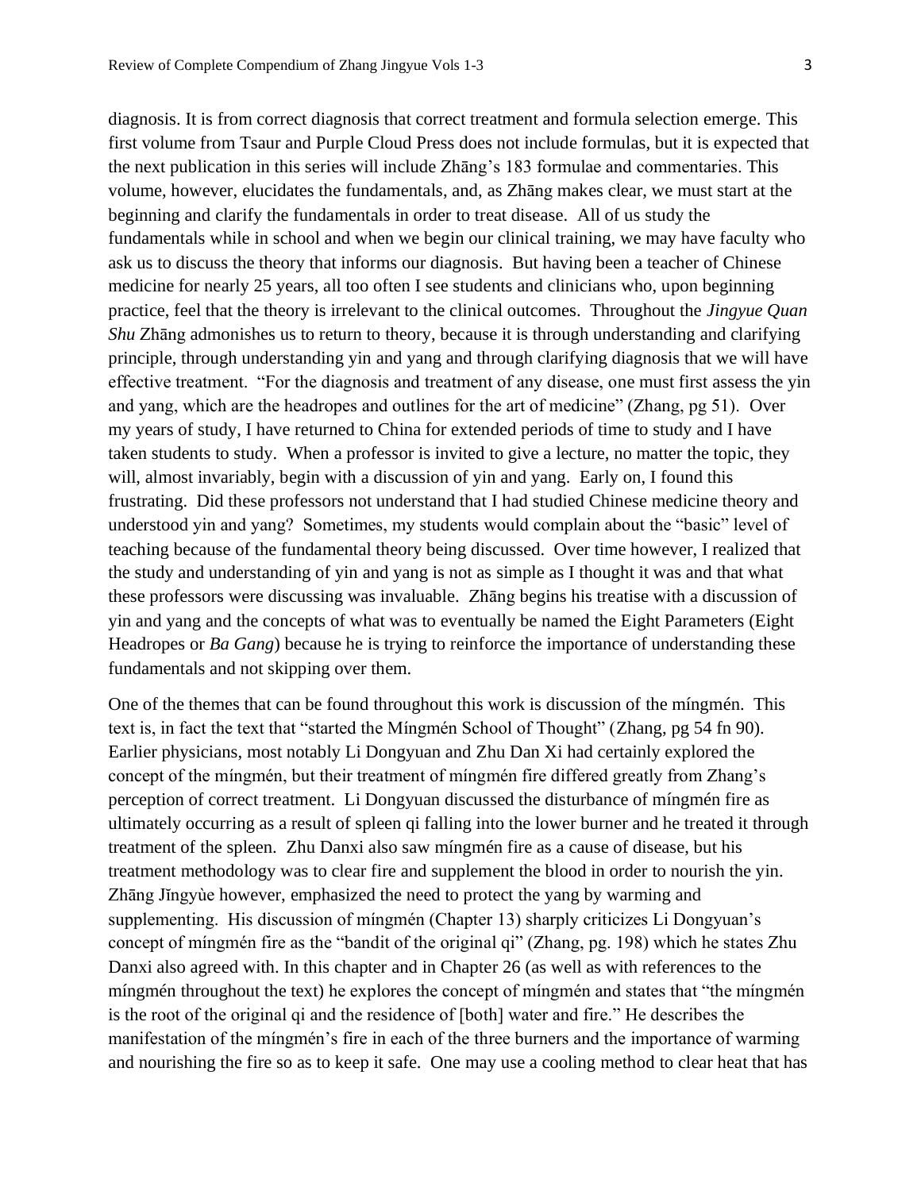diagnosis. It is from correct diagnosis that correct treatment and formula selection emerge. This first volume from Tsaur and Purple Cloud Press does not include formulas, but it is expected that the next publication in this series will include Zhāng's 183 formulae and commentaries. This volume, however, elucidates the fundamentals, and, as Zhāng makes clear, we must start at the beginning and clarify the fundamentals in order to treat disease. All of us study the fundamentals while in school and when we begin our clinical training, we may have faculty who ask us to discuss the theory that informs our diagnosis. But having been a teacher of Chinese medicine for nearly 25 years, all too often I see students and clinicians who, upon beginning practice, feel that the theory is irrelevant to the clinical outcomes. Throughout the *Jingyue Quan Shu* Zhāng admonishes us to return to theory, because it is through understanding and clarifying principle, through understanding yin and yang and through clarifying diagnosis that we will have effective treatment. "For the diagnosis and treatment of any disease, one must first assess the yin and yang, which are the headropes and outlines for the art of medicine" (Zhang, pg 51). Over my years of study, I have returned to China for extended periods of time to study and I have taken students to study. When a professor is invited to give a lecture, no matter the topic, they will, almost invariably, begin with a discussion of yin and yang. Early on, I found this frustrating. Did these professors not understand that I had studied Chinese medicine theory and understood yin and yang? Sometimes, my students would complain about the "basic" level of teaching because of the fundamental theory being discussed. Over time however, I realized that the study and understanding of yin and yang is not as simple as I thought it was and that what these professors were discussing was invaluable. Zhāng begins his treatise with a discussion of yin and yang and the concepts of what was to eventually be named the Eight Parameters (Eight Headropes or *Ba Gang*) because he is trying to reinforce the importance of understanding these fundamentals and not skipping over them.

One of the themes that can be found throughout this work is discussion of the míngmén. This text is, in fact the text that "started the Míngmén School of Thought" (Zhang, pg 54 fn 90). Earlier physicians, most notably Li Dongyuan and Zhu Dan Xi had certainly explored the concept of the míngmén, but their treatment of míngmén fire differed greatly from Zhang's perception of correct treatment. Li Dongyuan discussed the disturbance of míngmén fire as ultimately occurring as a result of spleen qi falling into the lower burner and he treated it through treatment of the spleen. Zhu Danxi also saw míngmén fire as a cause of disease, but his treatment methodology was to clear fire and supplement the blood in order to nourish the yin. Zhāng Jǐngyùe however, emphasized the need to protect the yang by warming and supplementing. His discussion of míngmén (Chapter 13) sharply criticizes Li Dongyuan's concept of míngmén fire as the "bandit of the original qi" (Zhang, pg. 198) which he states Zhu Danxi also agreed with. In this chapter and in Chapter 26 (as well as with references to the míngmén throughout the text) he explores the concept of míngmén and states that "the míngmén is the root of the original qi and the residence of [both] water and fire." He describes the manifestation of the míngmén's fire in each of the three burners and the importance of warming and nourishing the fire so as to keep it safe. One may use a cooling method to clear heat that has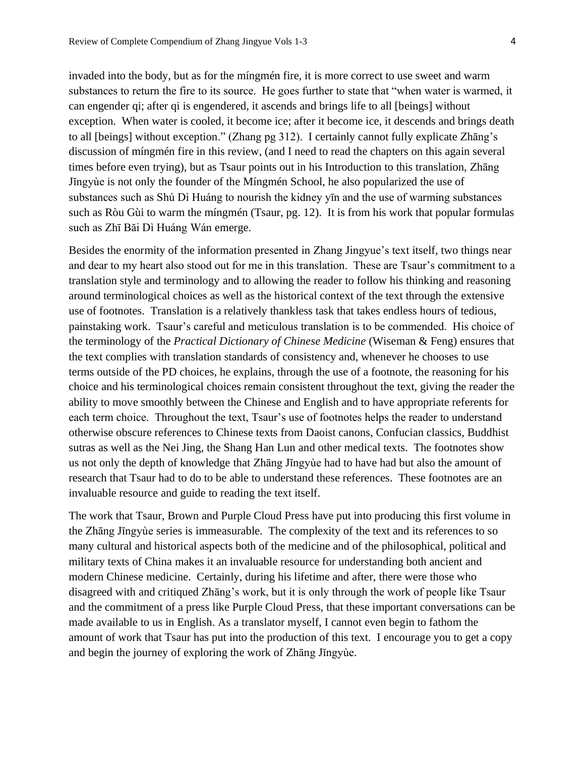invaded into the body, but as for the míngmén fire, it is more correct to use sweet and warm substances to return the fire to its source. He goes further to state that "when water is warmed, it can engender qi; after qi is engendered, it ascends and brings life to all [beings] without exception. When water is cooled, it become ice; after it become ice, it descends and brings death to all [beings] without exception." (Zhang pg 312). I certainly cannot fully explicate Zhāng's discussion of míngmén fire in this review, (and I need to read the chapters on this again several times before even trying), but as Tsaur points out in his Introduction to this translation, Zhāng Jǐngyùe is not only the founder of the Míngmén School, he also popularized the use of substances such as Shú Dì Huáng to nourish the kidney yīn and the use of warming substances such as Ròu Gùi to warm the míngmén (Tsaur, pg. 12). It is from his work that popular formulas such as Zhī Bǎi Dì Huáng Wán emerge.

Besides the enormity of the information presented in Zhang Jingyue's text itself, two things near and dear to my heart also stood out for me in this translation. These are Tsaur's commitment to a translation style and terminology and to allowing the reader to follow his thinking and reasoning around terminological choices as well as the historical context of the text through the extensive use of footnotes. Translation is a relatively thankless task that takes endless hours of tedious, painstaking work. Tsaur's careful and meticulous translation is to be commended. His choice of the terminology of the *Practical Dictionary of Chinese Medicine* (Wiseman & Feng) ensures that the text complies with translation standards of consistency and, whenever he chooses to use terms outside of the PD choices, he explains, through the use of a footnote, the reasoning for his choice and his terminological choices remain consistent throughout the text, giving the reader the ability to move smoothly between the Chinese and English and to have appropriate referents for each term choice. Throughout the text, Tsaur's use of footnotes helps the reader to understand otherwise obscure references to Chinese texts from Daoist canons, Confucian classics, Buddhist sutras as well as the Nei Jing, the Shang Han Lun and other medical texts. The footnotes show us not only the depth of knowledge that Zhāng Jǐngyùe had to have had but also the amount of research that Tsaur had to do to be able to understand these references. These footnotes are an invaluable resource and guide to reading the text itself.

The work that Tsaur, Brown and Purple Cloud Press have put into producing this first volume in the Zhāng Jǐngyùe series is immeasurable. The complexity of the text and its references to so many cultural and historical aspects both of the medicine and of the philosophical, political and military texts of China makes it an invaluable resource for understanding both ancient and modern Chinese medicine. Certainly, during his lifetime and after, there were those who disagreed with and critiqued Zhāng's work, but it is only through the work of people like Tsaur and the commitment of a press like Purple Cloud Press, that these important conversations can be made available to us in English. As a translator myself, I cannot even begin to fathom the amount of work that Tsaur has put into the production of this text. I encourage you to get a copy and begin the journey of exploring the work of Zhāng Jǐngyùe.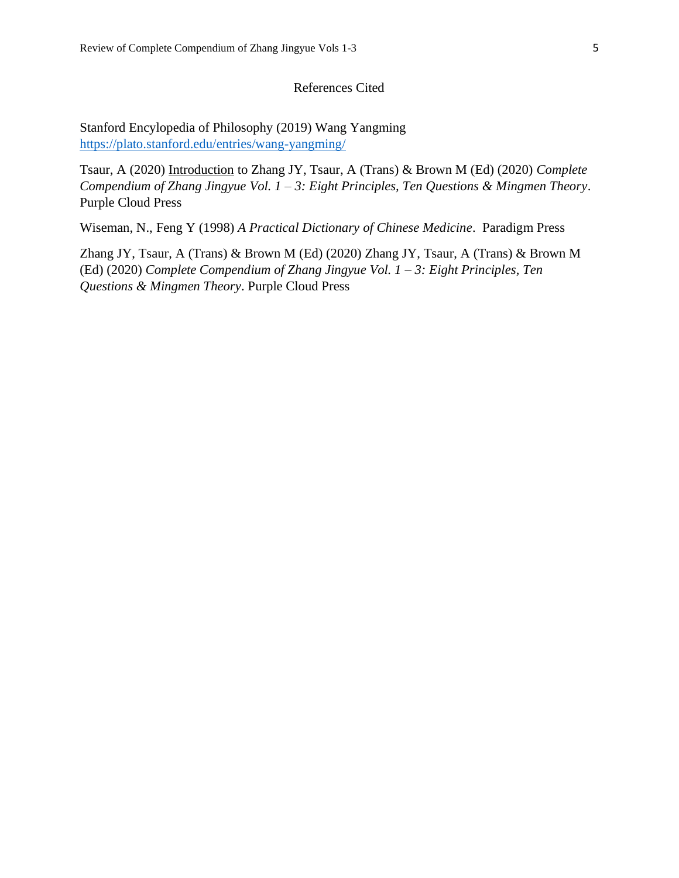## References Cited

Stanford Encylopedia of Philosophy (2019) Wang Yangming https://plato.stanford.edu/entries/wang-yangming/

Tsaur, A (2020) Introduction to Zhang JY, Tsaur, A (Trans) & Brown M (Ed) (2020) *Complete Compendium of Zhang Jingyue Vol. 1 – 3: Eight Principles, Ten Questions & Mingmen Theory*. Purple Cloud Press

Wiseman, N., Feng Y (1998) *A Practical Dictionary of Chinese Medicine*. Paradigm Press

Zhang JY, Tsaur, A (Trans) & Brown M (Ed) (2020) Zhang JY, Tsaur, A (Trans) & Brown M (Ed) (2020) *Complete Compendium of Zhang Jingyue Vol. 1 – 3: Eight Principles, Ten Questions & Mingmen Theory*. Purple Cloud Press